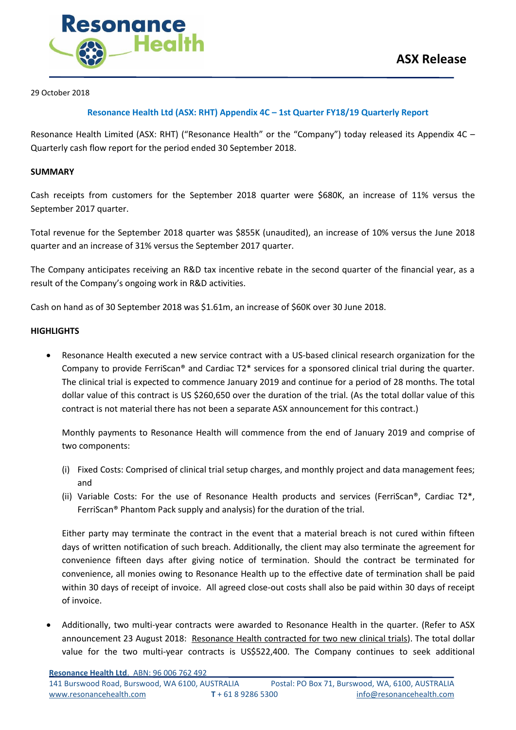**ASX Release**

29 October 2018

**Resonance Health Ltd (ASX: RHT) Appendix 4C – 1st Quarter FY18/19 Quarterly Report**

Resonance Health Limited (ASX: RHT) ("Resonance Health" or the "Company") today released its Appendix 4C – Quarterly cash flow report for the period ended 30 September 2018.

**SUMMARY**

Cash receipts from customers for the September 2018 quarter were $680K, an increase of 11% versus the September 2017 quarter.

Total revenue for the September 2018 quarter was $855K (unaudited), an increase of 10% versus the June 2018 quarter and an increase of 31% versus the September 2017 quarter.

The Company anticipates receiving an R&D tax incentive rebate in the second quarter of the financial year, as a result of the Company's ongoing work in R&D activities.

Cash on hand as of 30 September 2018 was $1.61m, an increase of $60K over 30 June 2018.

**HIGHLIGHTS**

- Resonance Health executed a new service contract with a US-based clinical research organization for the Company to provide FerriScan® and Cardiac T2* services for a sponsored clinical trial during the quarter. The clinical trial is expected to commence January 2019 and continue for a period of 28 months. The total dollar value of this contract is US $260,650 over the duration of the trial. (As the total dollar value of this contract is not material there has not been a separate ASX announcement for this contract.)

  Monthly payments to Resonance Health will commence from the end of January 2019 and comprise of two components:

  (i) Fixed Costs: Comprised of clinical trial setup charges, and monthly project and data management fees; and

  (ii) Variable Costs: For the use of Resonance Health products and services (FerriScan®, Cardiac T2*, FerriScan® Phantom Pack supply and analysis) for the duration of the trial.

  Either party may terminate the contract in the event that a material breach is not cured within fifteen days of written notification of such breach. Additionally, the client may also terminate the agreement for convenience fifteen days after giving notice of termination. Should the contract be terminated for convenience, all monies owing to Resonance Health up to the effective date of termination shall be paid within 30 days of receipt of invoice. All agreed close-out costs shall also be paid within 30 days of receipt of invoice.

- Additionally, two multi-year contracts were awarded to Resonance Health in the quarter. (Refer to ASX announcement 23 August 2018: Resonance Health contracted for two new clinical trials). The total dollar value for the two multi-year contracts is US$522,400. The Company continues to seek additional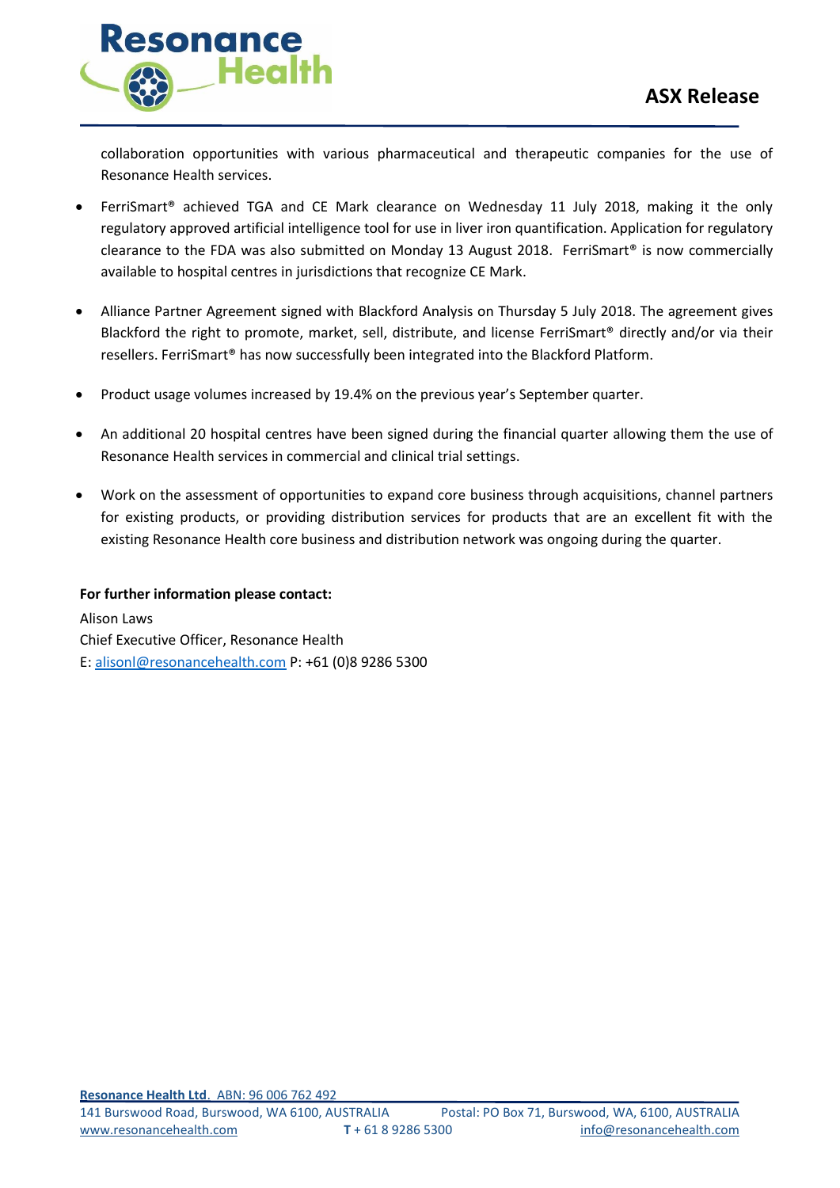collaboration opportunities with various pharmaceutical and therapeutic companies for the use of Resonance Health services.

- FerriSmart® achieved TGA and CE Mark clearance on Wednesday 11 July 2018, making it the only regulatory approved artificial intelligence tool for use in liver iron quantification. Application for regulatory clearance to the FDA was also submitted on Monday 13 August 2018. FerriSmart® is now commercially available to hospital centres in jurisdictions that recognize CE Mark.

- Alliance Partner Agreement signed with Blackford Analysis on Thursday 5 July 2018. The agreement gives Blackford the right to promote, market, sell, distribute, and license FerriSmart® directly and/or via their resellers. FerriSmart® has now successfully been integrated into the Blackford Platform.

- Product usage volumes increased by 19.4% on the previous year's September quarter.

- An additional 20 hospital centres have been signed during the financial quarter allowing them the use of Resonance Health services in commercial and clinical trial settings.

- Work on the assessment of opportunities to expand core business through acquisitions, channel partners for existing products, or providing distribution services for products that are an excellent fit with the existing Resonance Health core business and distribution network was ongoing during the quarter.

**For further information please contact:**

Alison Laws
Chief Executive Officer, Resonance Health
E: alisonl@resonancehealth.com P: +61 (0)8 9286 5300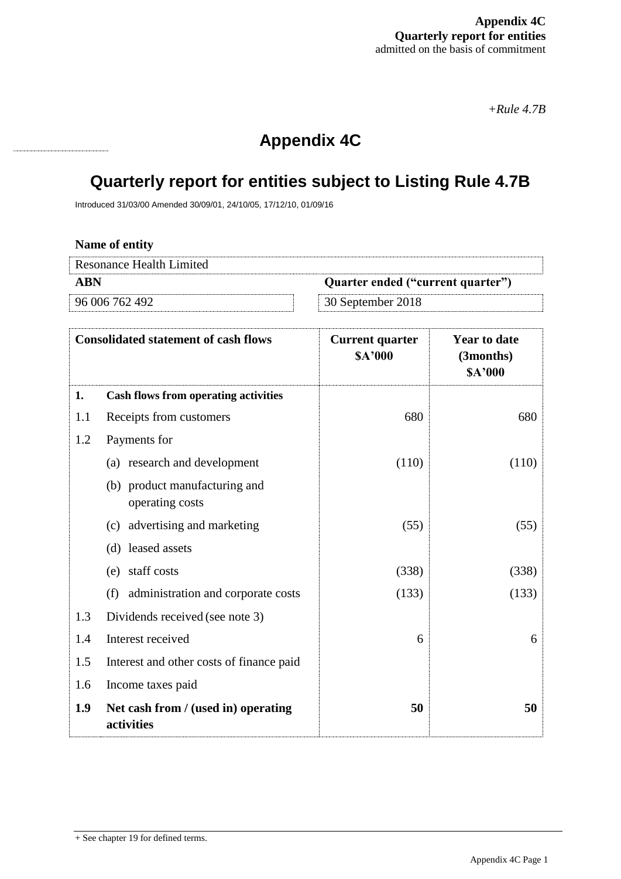**Appendix 4C**
**Quarterly report for entities**
admitted on the basis of commitment

*+Rule 4.7B*

# Appendix 4C

## Quarterly report for entities subject to Listing Rule 4.7B

Introduced 31/03/00 Amended 30/09/01, 24/10/05, 17/12/10, 01/09/16

**Name of entity**

| Resonance Health Limited | |
|---|---|
| **ABN** | **Quarter ended ("current quarter")** |
| 96 006 762 492 | 30 September 2018 |

| | **Consolidated statement of cash flows** | **Current quarter \$A'000** | **Year to date (3months) \$A'000** |
|---|---|---|---|
| **1.** | **Cash flows from operating activities** | | |
| 1.1 | Receipts from customers | 680 | 680 |
| 1.2 | Payments for | | |
| | (a) research and development | (110) | (110) |
| | (b) product manufacturing and operating costs | | |
| | (c) advertising and marketing | (55) | (55) |
| | (d) leased assets | | |
| | (e) staff costs | (338) | (338) |
| | (f) administration and corporate costs | (133) | (133) |
| 1.3 | Dividends received (see note 3) | | |
| 1.4 | Interest received | 6 | 6 |
| 1.5 | Interest and other costs of finance paid | | |
| 1.6 | Income taxes paid | | |
| **1.9** | **Net cash from / (used in) operating activities** | **50** | **50** |

+ See chapter 19 for defined terms.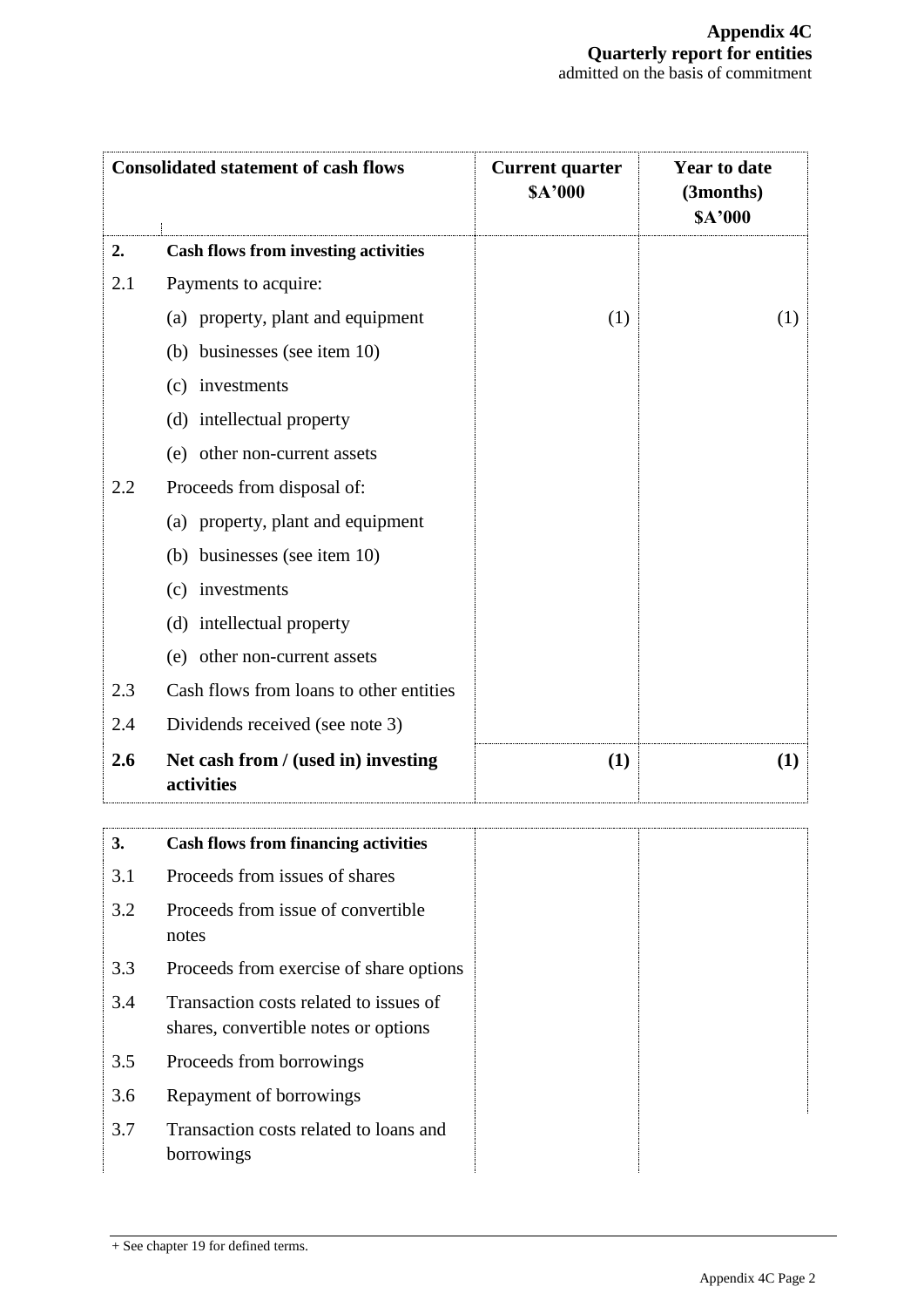| Consolidated statement of cash flows | | Current quarter $A'000 | Year to date (3months) $A'000 |
|---|---|---|---|
| **2.** | **Cash flows from investing activities** | | |
| 2.1 | Payments to acquire: | | |
| | (a) property, plant and equipment | (1) | (1) |
| | (b) businesses (see item 10) | | |
| | (c) investments | | |
| | (d) intellectual property | | |
| | (e) other non-current assets | | |
| 2.2 | Proceeds from disposal of: | | |
| | (a) property, plant and equipment | | |
| | (b) businesses (see item 10) | | |
| | (c) investments | | |
| | (d) intellectual property | | |
| | (e) other non-current assets | | |
| 2.3 | Cash flows from loans to other entities | | |
| 2.4 | Dividends received (see note 3) | | |
| **2.6** | **Net cash from / (used in) investing activities** | **(1)** | **(1)** |

| | | | |
|---|---|---|---|
| **3.** | **Cash flows from financing activities** | | |
| 3.1 | Proceeds from issues of shares | | |
| 3.2 | Proceeds from issue of convertible notes | | |
| 3.3 | Proceeds from exercise of share options | | |
| 3.4 | Transaction costs related to issues of shares, convertible notes or options | | |
| 3.5 | Proceeds from borrowings | | |
| 3.6 | Repayment of borrowings | | |
| 3.7 | Transaction costs related to loans and borrowings | | |

+ See chapter 19 for defined terms.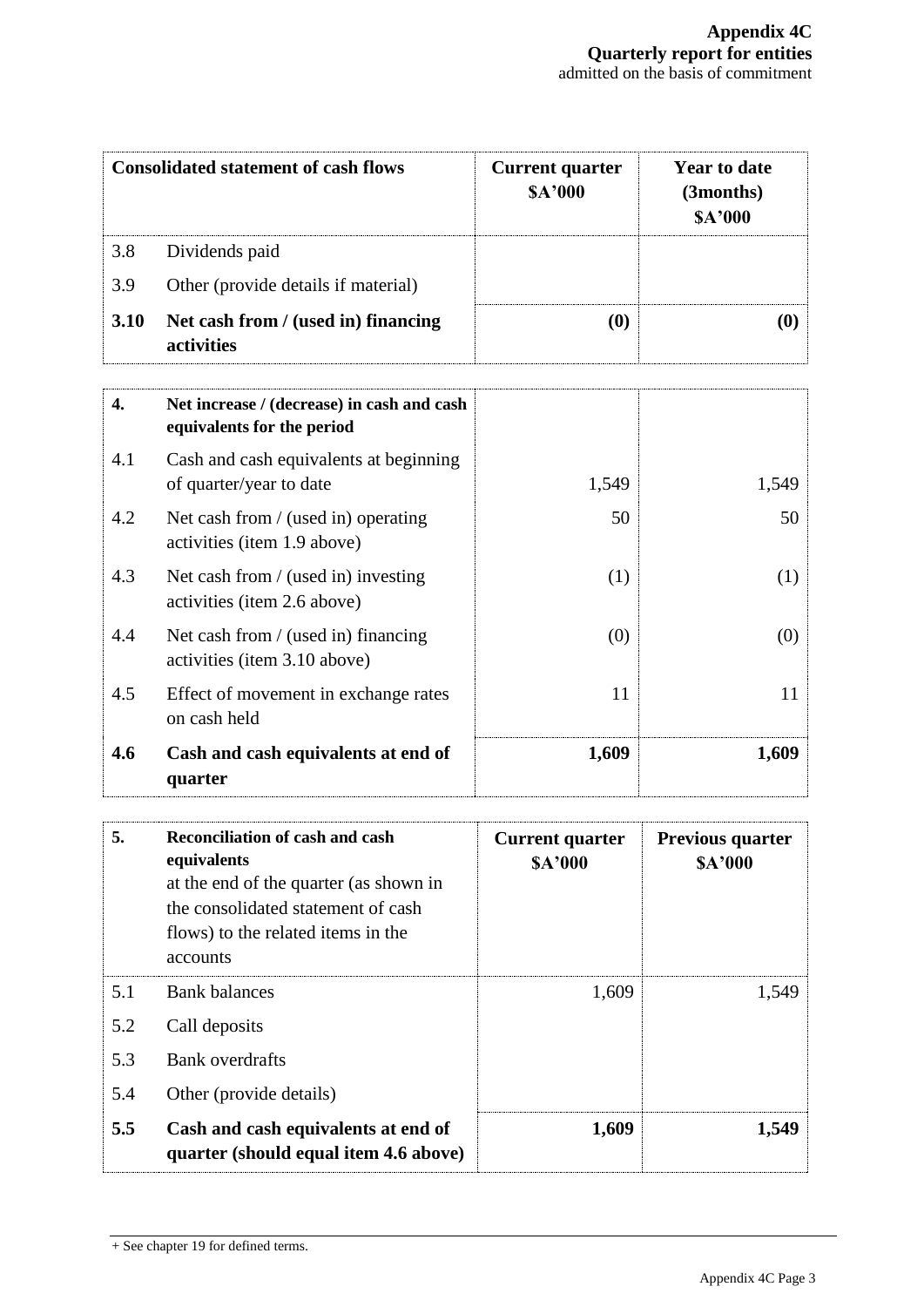| Consolidated statement of cash flows | | Current quarter $A'000 | Year to date (3months) $A'000 |
|---|---|---|---|
| 3.8 | Dividends paid | | |
| 3.9 | Other (provide details if material) | | |
| **3.10** | **Net cash from / (used in) financing activities** | **(0)** | **(0)** |

| **4.** | **Net increase / (decrease) in cash and cash equivalents for the period** | | |
|---|---|---|---|
| 4.1 | Cash and cash equivalents at beginning of quarter/year to date | 1,549 | 1,549 |
| 4.2 | Net cash from / (used in) operating activities (item 1.9 above) | 50 | 50 |
| 4.3 | Net cash from / (used in) investing activities (item 2.6 above) | (1) | (1) |
| 4.4 | Net cash from / (used in) financing activities (item 3.10 above) | (0) | (0) |
| 4.5 | Effect of movement in exchange rates on cash held | 11 | 11 |
| **4.6** | **Cash and cash equivalents at end of quarter** | **1,609** | **1,609** |

| **5.** | **Reconciliation of cash and cash equivalents** at the end of the quarter (as shown in the consolidated statement of cash flows) to the related items in the accounts | **Current quarter $A'000** | **Previous quarter $A'000** |
|---|---|---|---|
| 5.1 | Bank balances | 1,609 | 1,549 |
| 5.2 | Call deposits | | |
| 5.3 | Bank overdrafts | | |
| 5.4 | Other (provide details) | | |
| **5.5** | **Cash and cash equivalents at end of quarter (should equal item 4.6 above)** | **1,609** | **1,549** |

+ See chapter 19 for defined terms.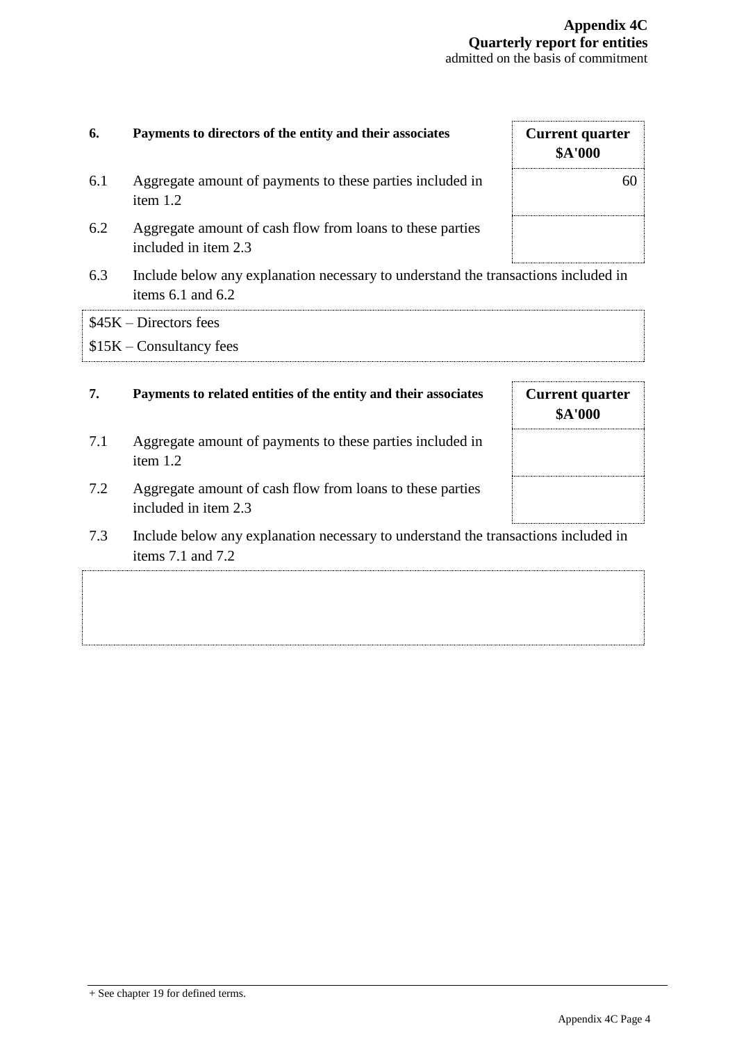| 6. | Payments to directors of the entity and their associates | Current quarter $A'000 |
|---|---|---|
| 6.1 | Aggregate amount of payments to these parties included in item 1.2 | 60 |
| 6.2 | Aggregate amount of cash flow from loans to these parties included in item 2.3 | |

6.3 Include below any explanation necessary to understand the transactions included in items 6.1 and 6.2

$45K – Directors fees
$15K – Consultancy fees

| 7. | Payments to related entities of the entity and their associates | Current quarter $A'000 |
|---|---|---|
| 7.1 | Aggregate amount of payments to these parties included in item 1.2 | |
| 7.2 | Aggregate amount of cash flow from loans to these parties included in item 2.3 | |

7.3 Include below any explanation necessary to understand the transactions included in items 7.1 and 7.2

+ See chapter 19 for defined terms.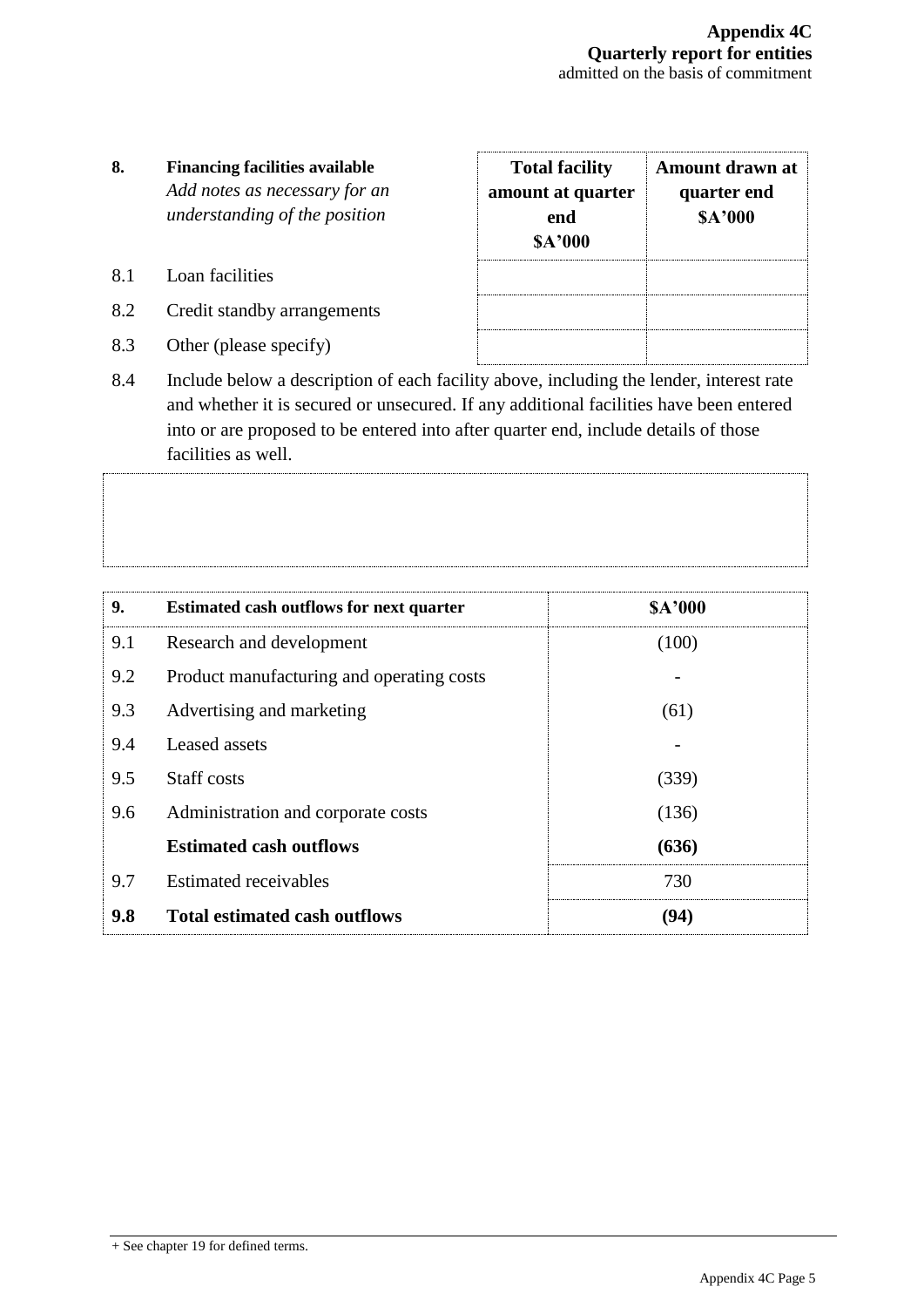| 8. | **Financing facilities available** *Add notes as necessary for an understanding of the position* | **Total facility amount at quarter end $A'000** | **Amount drawn at quarter end $A'000** |
|---|---|---|---|
| 8.1 | Loan facilities | | |
| 8.2 | Credit standby arrangements | | |
| 8.3 | Other (please specify) | | |

8.4 Include below a description of each facility above, including the lender, interest rate and whether it is secured or unsecured. If any additional facilities have been entered into or are proposed to be entered into after quarter end, include details of those facilities as well.

| 9. | **Estimated cash outflows for next quarter** | **$A'000** |
|---|---|---|
| 9.1 | Research and development | (100) |
| 9.2 | Product manufacturing and operating costs | - |
| 9.3 | Advertising and marketing | (61) |
| 9.4 | Leased assets | - |
| 9.5 | Staff costs | (339) |
| 9.6 | Administration and corporate costs | (136) |
| | **Estimated cash outflows** | **(636)** |
| 9.7 | Estimated receivables | 730 |
| **9.8** | **Total estimated cash outflows** | **(94)** |

+ See chapter 19 for defined terms.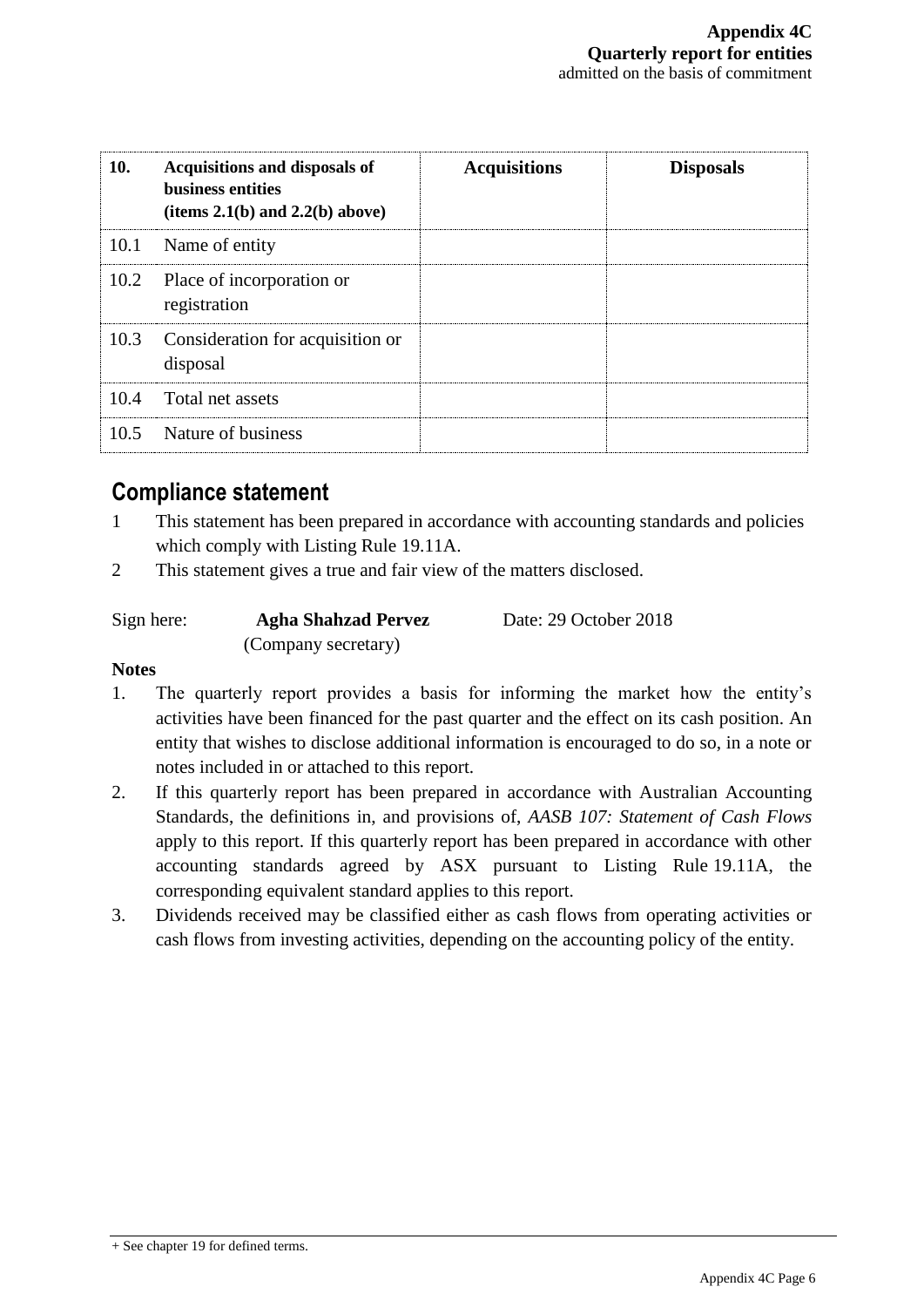| 10. | Acquisitions and disposals of business entities (items 2.1(b) and 2.2(b) above) | Acquisitions | Disposals |
|---|---|---|---|
| 10.1 | Name of entity | | |
| 10.2 | Place of incorporation or registration | | |
| 10.3 | Consideration for acquisition or disposal | | |
| 10.4 | Total net assets | | |
| 10.5 | Nature of business | | |

## Compliance statement

1 This statement has been prepared in accordance with accounting standards and policies which comply with Listing Rule 19.11A.

2 This statement gives a true and fair view of the matters disclosed.

Sign here: **Agha Shahzad Pervez** Date: 29 October 2018

(Company secretary)

**Notes**

1. The quarterly report provides a basis for informing the market how the entity's activities have been financed for the past quarter and the effect on its cash position. An entity that wishes to disclose additional information is encouraged to do so, in a note or notes included in or attached to this report.
2. If this quarterly report has been prepared in accordance with Australian Accounting Standards, the definitions in, and provisions of, *AASB 107: Statement of Cash Flows* apply to this report. If this quarterly report has been prepared in accordance with other accounting standards agreed by ASX pursuant to Listing Rule 19.11A, the corresponding equivalent standard applies to this report.
3. Dividends received may be classified either as cash flows from operating activities or cash flows from investing activities, depending on the accounting policy of the entity.